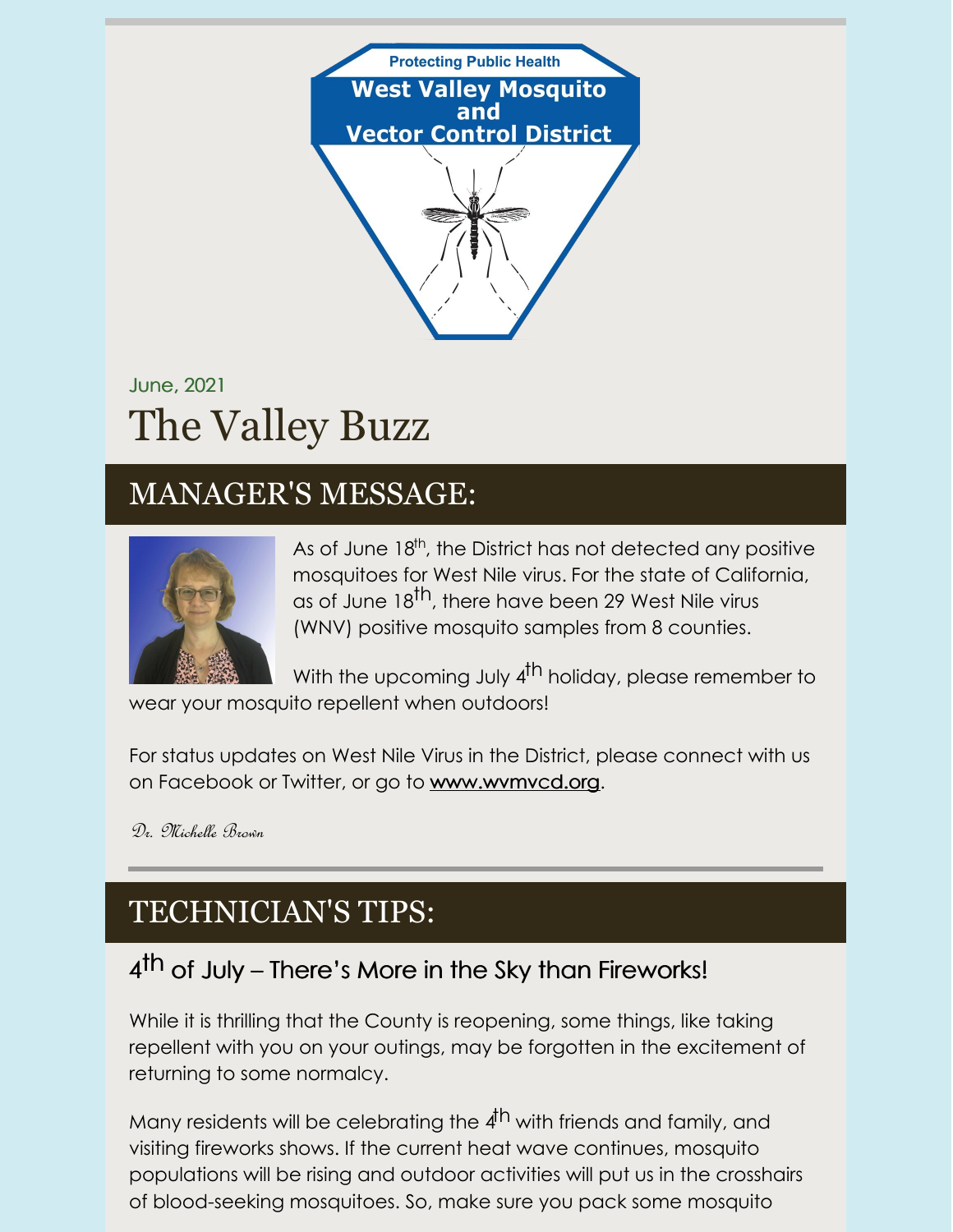Protecting Public Health

West Valley Mosquito and Vector Control District

June, 2021

# The Valley Buzz

## MANAGER'S MESSAGE:

As of June 18th, the District has not detected any positive mosquitoes for West Nile virus. For the state of California, as of June 18th, there have been 29 West Nile virus (WNV) positive mosquito samples from 8 counties.

With the upcoming July 4th holiday, please remember to wear your mosquito repellent when outdoors!

For status updates on West Nile Virus in the District, please connect with us on Facebook or Twitter, or go to www.wvmvcd.org.

*Dr. Michelle Brown*

## TECHNICIAN'S TIPS:

### 4th of July – There's More in the Sky than Fireworks!

While it is thrilling that the County is reopening, some things, like taking repellent with you on your outings, may be forgotten in the excitement of returning to some normalcy.

Many residents will be celebrating the 4th with friends and family, and visiting fireworks shows. If the current heat wave continues, mosquito populations will be rising and outdoor activities will put us in the crosshairs of blood-seeking mosquitoes. So, make sure you pack some mosquito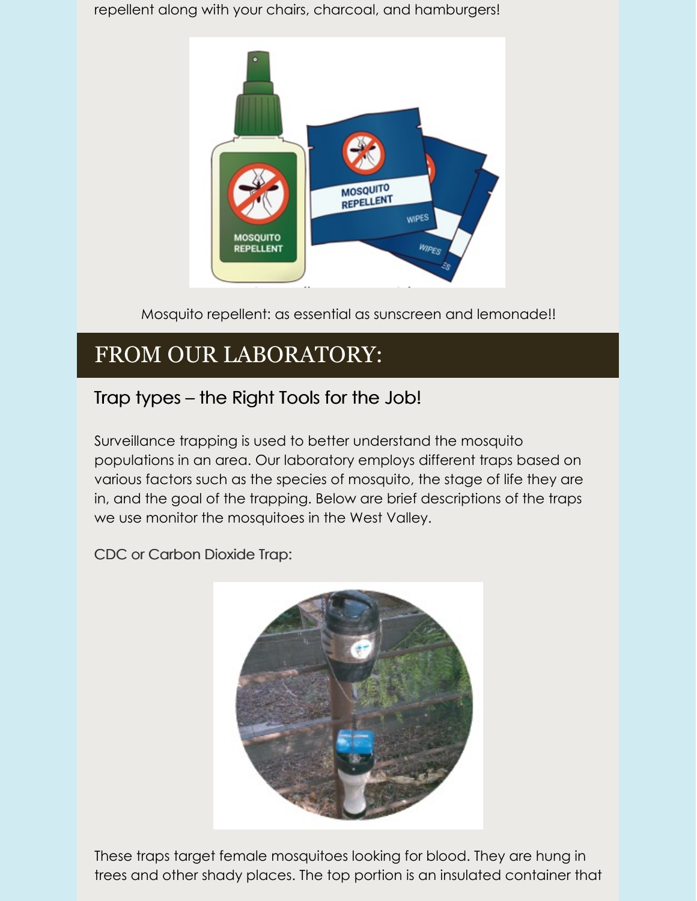repellent along with your chairs, charcoal, and hamburgers!

Mosquito repellent: as essential as sunscreen and lemonade!!

## FROM OUR LABORATORY:

### Trap types – the Right Tools for the Job!

Surveillance trapping is used to better understand the mosquito populations in an area. Our laboratory employs different traps based on various factors such as the species of mosquito, the stage of life they are in, and the goal of the trapping. Below are brief descriptions of the traps we use monitor the mosquitoes in the West Valley.

CDC or Carbon Dioxide Trap:

These traps target female mosquitoes looking for blood. They are hung in trees and other shady places. The top portion is an insulated container that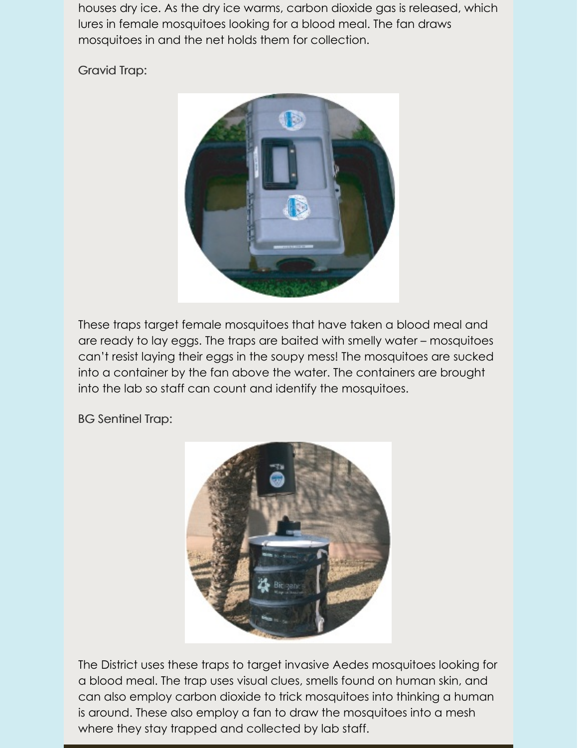houses dry ice. As the dry ice warms, carbon dioxide gas is released, which lures in female mosquitoes looking for a blood meal. The fan draws mosquitoes in and the net holds them for collection.

Gravid Trap:

These traps target female mosquitoes that have taken a blood meal and are ready to lay eggs. The traps are baited with smelly water – mosquitoes can't resist laying their eggs in the soupy mess! The mosquitoes are sucked into a container by the fan above the water. The containers are brought into the lab so staff can count and identify the mosquitoes.

BG Sentinel Trap:

The District uses these traps to target invasive Aedes mosquitoes looking for a blood meal. The trap uses visual clues, smells found on human skin, and can also employ carbon dioxide to trick mosquitoes into thinking a human is around. These also employ a fan to draw the mosquitoes into a mesh where they stay trapped and collected by lab staff.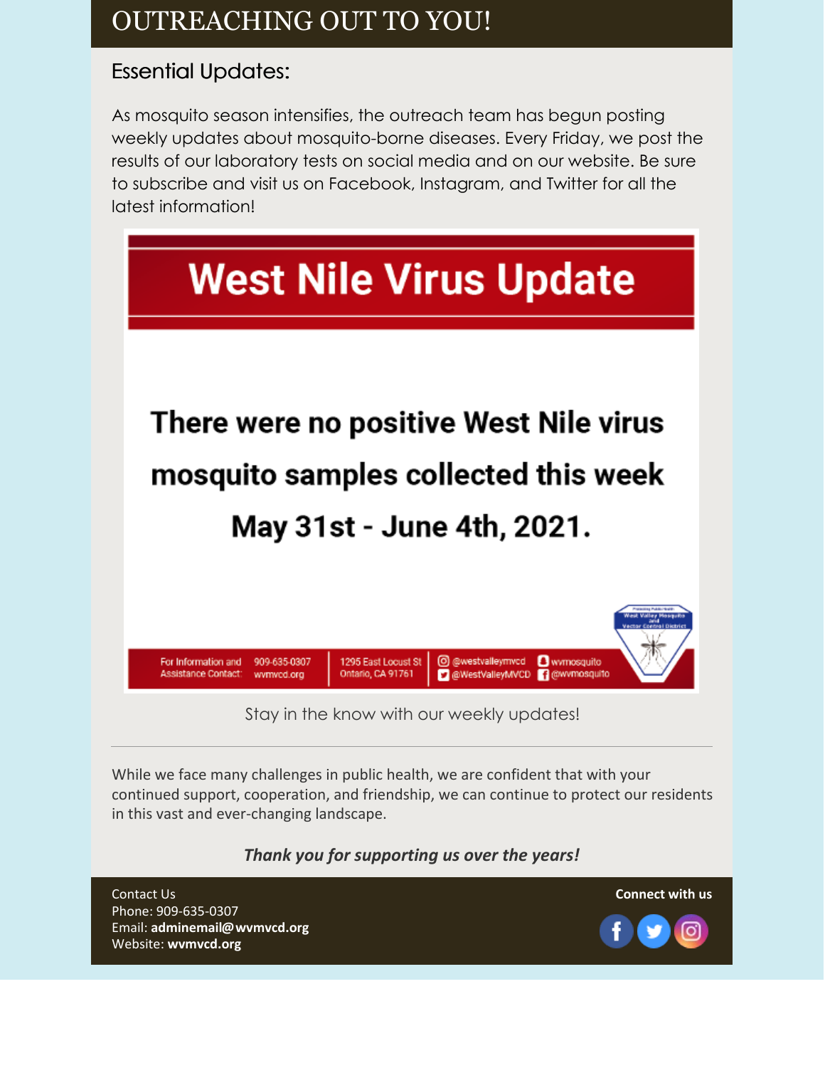# OUTREACHING OUT TO YOU!

## Essential Updates:

As mosquito season intensifies, the outreach team has begun posting weekly updates about mosquito-borne diseases. Every Friday, we post the results of our laboratory tests on social media and on our website. Be sure to subscribe and visit us on Facebook, Instagram, and Twitter for all the latest information!

**West Nile Virus Update**

**There were no positive West Nile virus mosquito samples collected this week May 31st - June 4th, 2021.**

For Information and Assistance Contact: 909-635-0307 wvmvcd.org | 1295 East Locust St Ontario, CA 91761 | @westvalleymvcd @WestValleyMVCD wvmosquito @wvmosquito

Stay in the know with our weekly updates!

---

While we face many challenges in public health, we are confident that with your continued support, cooperation, and friendship, we can continue to protect our residents in this vast and ever-changing landscape.

***Thank you for supporting us over the years!***

Contact Us
Phone: 909-635-0307
Email: **adminemail@wvmvcd.org**
Website: **wvmvcd.org**

**Connect with us**